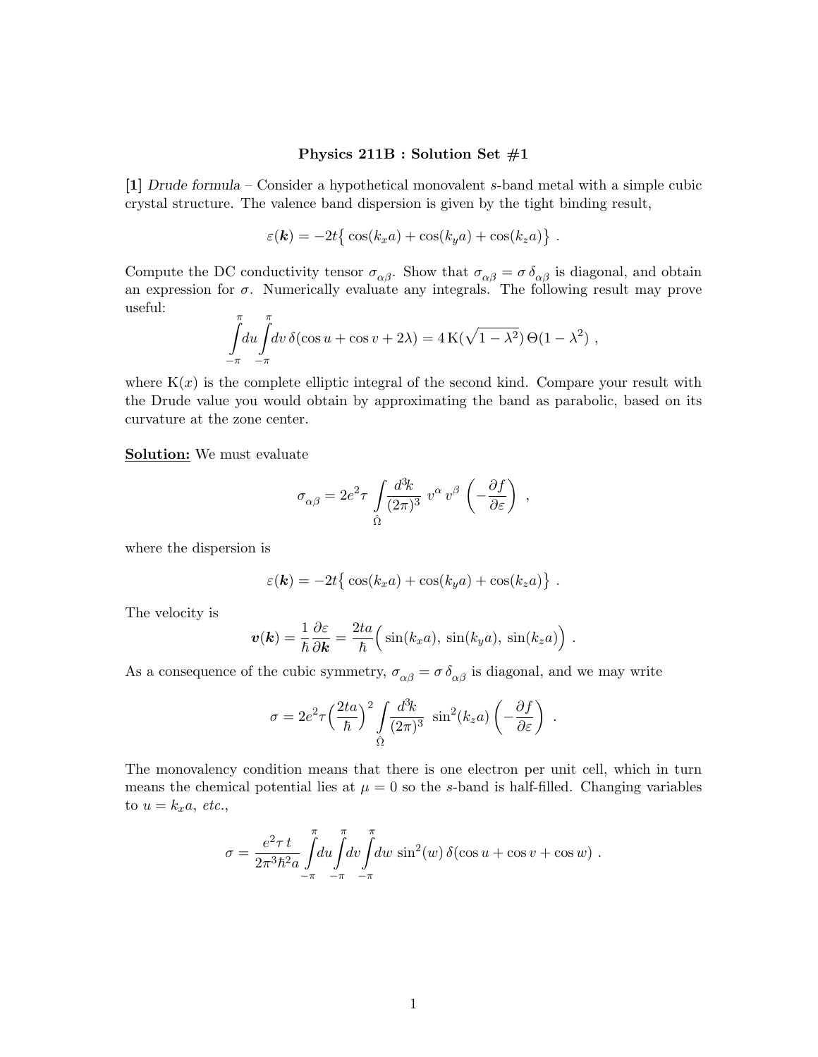**Physics 211B : Solution Set #1**

**[1]** *Drude formula* – Consider a hypothetical monovalent $s$-band metal with a simple cubic crystal structure. The valence band dispersion is given by the tight binding result,

$$\varepsilon(\boldsymbol{k}) = -2t\big\{\cos(k_x a) + \cos(k_y a) + \cos(k_z a)\big\} \ .$$

Compute the DC conductivity tensor $\sigma_{\alpha\beta}$. Show that $\sigma_{\alpha\beta} = \sigma\,\delta_{\alpha\beta}$ is diagonal, and obtain an expression for $\sigma$. Numerically evaluate any integrals. The following result may prove useful:

$$\int\limits_{-\pi}^{\pi}\!du \int\limits_{-\pi}^{\pi}\!dv\; \delta(\cos u + \cos v + 2\lambda) = 4\,\mathrm{K}(\sqrt{1-\lambda^2})\,\Theta(1-\lambda^2) \ ,$$

where $\mathrm{K}(x)$ is the complete elliptic integral of the second kind. Compare your result with the Drude value you would obtain by approximating the band as parabolic, based on its curvature at the zone center.

**Solution:** We must evaluate

$$\sigma_{\alpha\beta} = 2e^2\tau \int\limits_{\hat{\Omega}} \frac{d^3\!k}{(2\pi)^3}\; v^\alpha\, v^\beta \left(-\frac{\partial f}{\partial \varepsilon}\right) \ ,$$

where the dispersion is

$$\varepsilon(\boldsymbol{k}) = -2t\big\{\cos(k_x a) + \cos(k_y a) + \cos(k_z a)\big\} \ .$$

The velocity is

$$\boldsymbol{v}(\boldsymbol{k}) = \frac{1}{\hbar}\frac{\partial \varepsilon}{\partial \boldsymbol{k}} = \frac{2ta}{\hbar}\Big(\sin(k_x a),\, \sin(k_y a),\, \sin(k_z a)\Big) \ .$$

As a consequence of the cubic symmetry, $\sigma_{\alpha\beta} = \sigma\,\delta_{\alpha\beta}$ is diagonal, and we may write

$$\sigma = 2e^2\tau\Big(\frac{2ta}{\hbar}\Big)^2 \int\limits_{\hat{\Omega}} \frac{d^3\!k}{(2\pi)^3}\; \sin^2(k_z a)\left(-\frac{\partial f}{\partial \varepsilon}\right) \ .$$

The monovalency condition means that there is one electron per unit cell, which in turn means the chemical potential lies at $\mu = 0$ so the $s$-band is half-filled. Changing variables to $u = k_x a$, *etc.*,

$$\sigma = \frac{e^2\tau\, t}{2\pi^3\hbar^2 a} \int\limits_{-\pi}^{\pi}\!du \int\limits_{-\pi}^{\pi}\!dv \int\limits_{-\pi}^{\pi}\!dw\; \sin^2(w)\,\delta(\cos u + \cos v + \cos w) \ .$$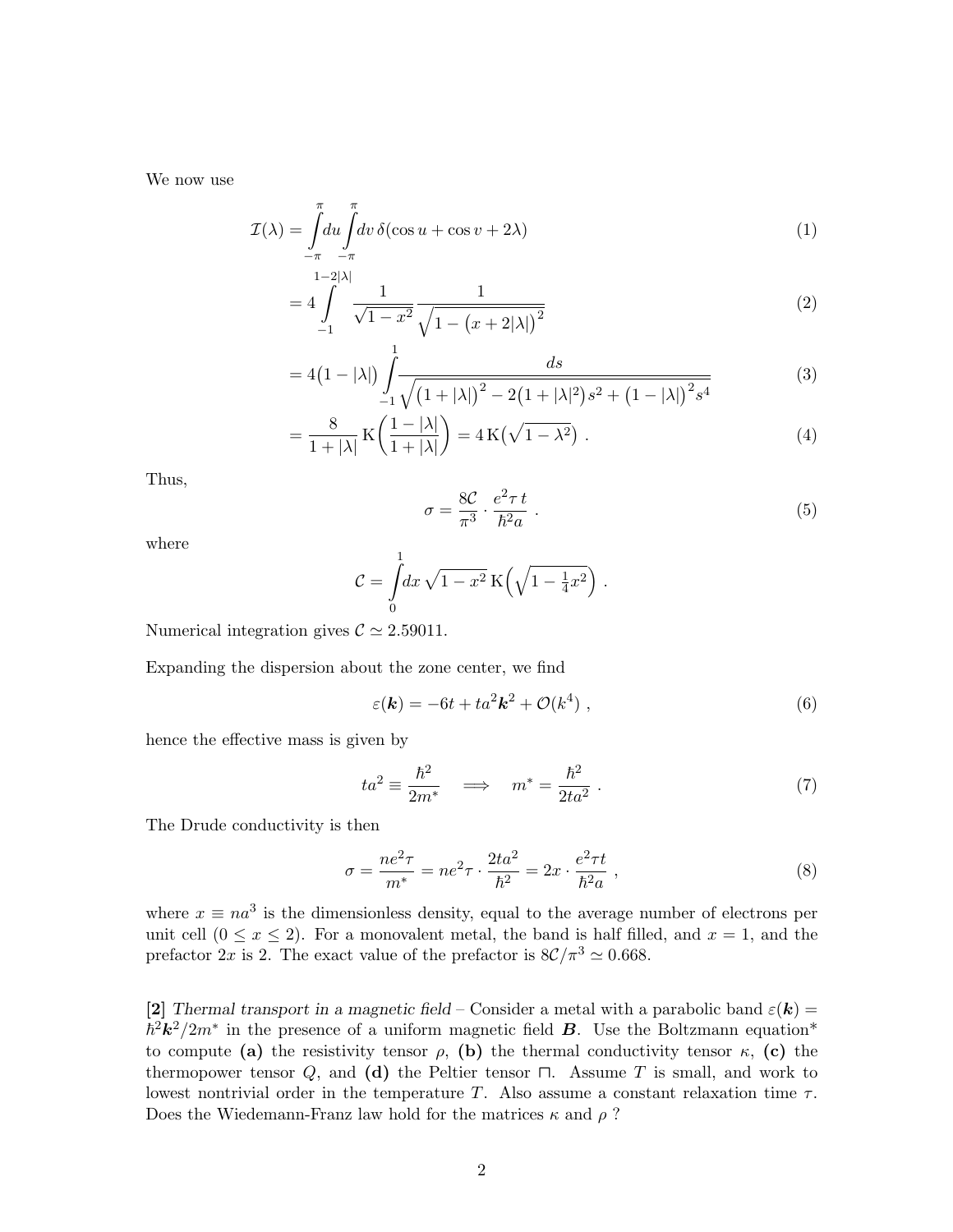We now use

$$\mathcal{I}(\lambda) = \int\limits_{-\pi}^{\pi} du \int\limits_{-\pi}^{\pi} dv\, \delta(\cos u + \cos v + 2\lambda) \tag{1}$$

$$= 4 \int\limits_{-1}^{1-2|\lambda|} \frac{1}{\sqrt{1-x^2}} \frac{1}{\sqrt{1-\big(x+2|\lambda|\big)^2}} \tag{2}$$

$$= 4\big(1-|\lambda|\big) \int\limits_{-1}^{1} \frac{ds}{\sqrt{\big(1+|\lambda|\big)^2 - 2\big(1+|\lambda|^2\big)s^2 + \big(1-|\lambda|\big)^2 s^4}} \tag{3}$$

$$= \frac{8}{1+|\lambda|}\, \mathrm{K}\bigg(\frac{1-|\lambda|}{1+|\lambda|}\bigg) = 4\, \mathrm{K}\big(\sqrt{1-\lambda^2}\big)\ . \tag{4}$$

Thus,

$$\sigma = \frac{8\mathcal{C}}{\pi^3} \cdot \frac{e^2 \tau\, t}{\hbar^2 a}\ . \tag{5}$$

where

$$\mathcal{C} = \int\limits_0^1 dx\, \sqrt{1-x^2}\, \mathrm{K}\Big(\sqrt{1-\tfrac{1}{4}x^2}\Big)\ .$$

Numerical integration gives $\mathcal{C} \simeq 2.59011$.

Expanding the dispersion about the zone center, we find

$$\varepsilon(\boldsymbol{k}) = -6t + ta^2\boldsymbol{k}^2 + \mathcal{O}(k^4)\ , \tag{6}$$

hence the effective mass is given by

$$ta^2 \equiv \frac{\hbar^2}{2m^*} \quad \Longrightarrow \quad m^* = \frac{\hbar^2}{2ta^2}\ . \tag{7}$$

The Drude conductivity is then

$$\sigma = \frac{ne^2\tau}{m^*} = ne^2\tau \cdot \frac{2ta^2}{\hbar^2} = 2x \cdot \frac{e^2\tau t}{\hbar^2 a}\ , \tag{8}$$

where $x \equiv na^3$ is the dimensionless density, equal to the average number of electrons per unit cell ($0 \leq x \leq 2$). For a monovalent metal, the band is half filled, and $x = 1$, and the prefactor $2x$ is 2. The exact value of the prefactor is $8\mathcal{C}/\pi^3 \simeq 0.668$.

[2] *Thermal transport in a magnetic field* – Consider a metal with a parabolic band $\varepsilon(\boldsymbol{k}) = \hbar^2\boldsymbol{k}^2/2m^*$ in the presence of a uniform magnetic field $\boldsymbol{B}$. Use the Boltzmann equation* to compute **(a)** the resistivity tensor $\rho$, **(b)** the thermal conductivity tensor $\kappa$, **(c)** the thermopower tensor $Q$, and **(d)** the Peltier tensor $\sqcap$. Assume $T$ is small, and work to lowest nontrivial order in the temperature $T$. Also assume a constant relaxation time $\tau$. Does the Wiedemann-Franz law hold for the matrices $\kappa$ and $\rho$ ?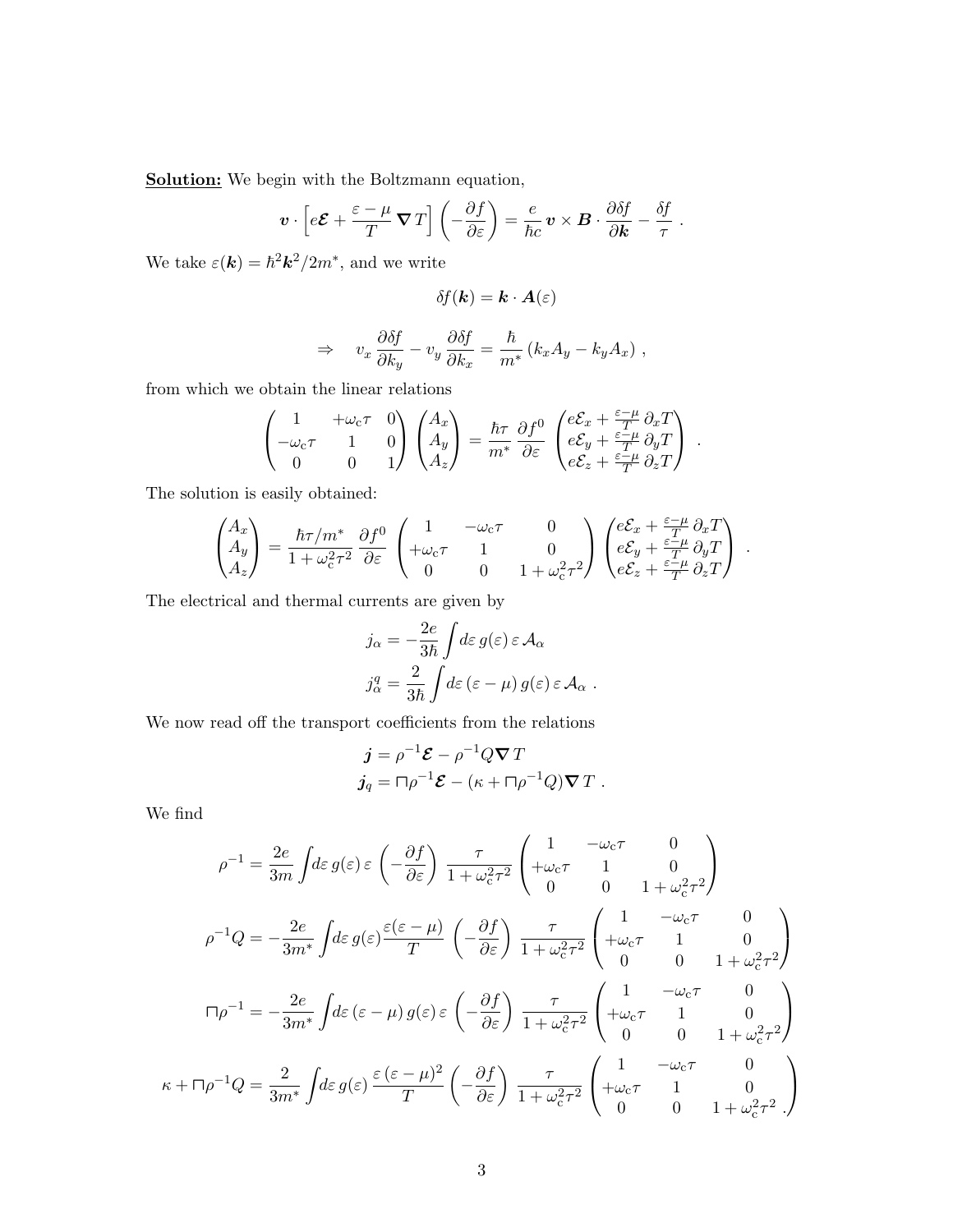**<u>Solution:</u>** We begin with the Boltzmann equation,

$$\boldsymbol{v} \cdot \Big[ e\boldsymbol{\mathcal{E}} + \frac{\varepsilon - \mu}{T} \, \boldsymbol{\nabla} T \Big] \left( -\frac{\partial f}{\partial \varepsilon} \right) = \frac{e}{\hbar c} \, \boldsymbol{v} \times \boldsymbol{B} \cdot \frac{\partial \delta f}{\partial \boldsymbol{k}} - \frac{\delta f}{\tau} \ .$$

We take $\varepsilon(\boldsymbol{k}) = \hbar^2 \boldsymbol{k}^2 / 2m^*$, and we write

$$\delta f(\boldsymbol{k}) = \boldsymbol{k} \cdot \boldsymbol{A}(\varepsilon)$$

$$\Rightarrow \quad v_x \, \frac{\partial \delta f}{\partial k_y} - v_y \, \frac{\partial \delta f}{\partial k_x} = \frac{\hbar}{m^*} \left( k_x A_y - k_y A_x \right) ,$$

from which we obtain the linear relations

$$\begin{pmatrix} 1 & +\omega_{\rm c}\tau & 0 \\ -\omega_{\rm c}\tau & 1 & 0 \\ 0 & 0 & 1 \end{pmatrix} \begin{pmatrix} A_x \\ A_y \\ A_z \end{pmatrix} = \frac{\hbar \tau}{m^*} \, \frac{\partial f^0}{\partial \varepsilon} \begin{pmatrix} e\mathcal{E}_x + \frac{\varepsilon - \mu}{T} \, \partial_x T \\ e\mathcal{E}_y + \frac{\varepsilon - \mu}{T} \, \partial_y T \\ e\mathcal{E}_z + \frac{\varepsilon - \mu}{T} \, \partial_z T \end{pmatrix} \ .$$

The solution is easily obtained:

$$\begin{pmatrix} A_x \\ A_y \\ A_z \end{pmatrix} = \frac{\hbar \tau / m^*}{1 + \omega_{\rm c}^2 \tau^2} \, \frac{\partial f^0}{\partial \varepsilon} \begin{pmatrix} 1 & -\omega_{\rm c}\tau & 0 \\ +\omega_{\rm c}\tau & 1 & 0 \\ 0 & 0 & 1 + \omega_{\rm c}^2 \tau^2 \end{pmatrix} \begin{pmatrix} e\mathcal{E}_x + \frac{\varepsilon - \mu}{T} \, \partial_x T \\ e\mathcal{E}_y + \frac{\varepsilon - \mu}{T} \, \partial_y T \\ e\mathcal{E}_z + \frac{\varepsilon - \mu}{T} \, \partial_z T \end{pmatrix} \ .$$

The electrical and thermal currents are given by

$$\begin{aligned} j_\alpha &= -\frac{2e}{3\hbar} \int \! d\varepsilon \, g(\varepsilon) \, \varepsilon \, \mathcal{A}_\alpha \\ j_\alpha^q &= \frac{2}{3\hbar} \int \! d\varepsilon \, (\varepsilon - \mu) \, g(\varepsilon) \, \varepsilon \, \mathcal{A}_\alpha \ . \end{aligned}$$

We now read off the transport coefficients from the relations

$$\begin{aligned} \boldsymbol{j} &= \rho^{-1} \boldsymbol{\mathcal{E}} - \rho^{-1} Q \boldsymbol{\nabla} T \\ \boldsymbol{j}_q &= \sqcap \rho^{-1} \boldsymbol{\mathcal{E}} - (\kappa + \sqcap \rho^{-1} Q) \boldsymbol{\nabla} T \ . \end{aligned}$$

We find

$$\rho^{-1} = \frac{2e}{3m} \int \! d\varepsilon \, g(\varepsilon) \, \varepsilon \left( -\frac{\partial f}{\partial \varepsilon} \right) \, \frac{\tau}{1 + \omega_{\rm c}^2 \tau^2} \begin{pmatrix} 1 & -\omega_{\rm c}\tau & 0 \\ +\omega_{\rm c}\tau & 1 & 0 \\ 0 & 0 & 1 + \omega_{\rm c}^2 \tau^2 \end{pmatrix}$$

$$\rho^{-1} Q = -\frac{2e}{3m^*} \int \! d\varepsilon \, g(\varepsilon) \frac{\varepsilon (\varepsilon - \mu)}{T} \left( -\frac{\partial f}{\partial \varepsilon} \right) \, \frac{\tau}{1 + \omega_{\rm c}^2 \tau^2} \begin{pmatrix} 1 & -\omega_{\rm c}\tau & 0 \\ +\omega_{\rm c}\tau & 1 & 0 \\ 0 & 0 & 1 + \omega_{\rm c}^2 \tau^2 \end{pmatrix}$$

$$\sqcap \rho^{-1} = -\frac{2e}{3m^*} \int \! d\varepsilon \, (\varepsilon - \mu) \, g(\varepsilon) \, \varepsilon \left( -\frac{\partial f}{\partial \varepsilon} \right) \, \frac{\tau}{1 + \omega_{\rm c}^2 \tau^2} \begin{pmatrix} 1 & -\omega_{\rm c}\tau & 0 \\ +\omega_{\rm c}\tau & 1 & 0 \\ 0 & 0 & 1 + \omega_{\rm c}^2 \tau^2 \end{pmatrix}$$

$$\kappa + \sqcap \rho^{-1} Q = \frac{2}{3m^*} \int \! d\varepsilon \, g(\varepsilon) \, \frac{\varepsilon \, (\varepsilon - \mu)^2}{T} \left( -\frac{\partial f}{\partial \varepsilon} \right) \, \frac{\tau}{1 + \omega_{\rm c}^2 \tau^2} \begin{pmatrix} 1 & -\omega_{\rm c}\tau & 0 \\ +\omega_{\rm c}\tau & 1 & 0 \\ 0 & 0 & 1 + \omega_{\rm c}^2 \tau^2 \end{pmatrix} .$$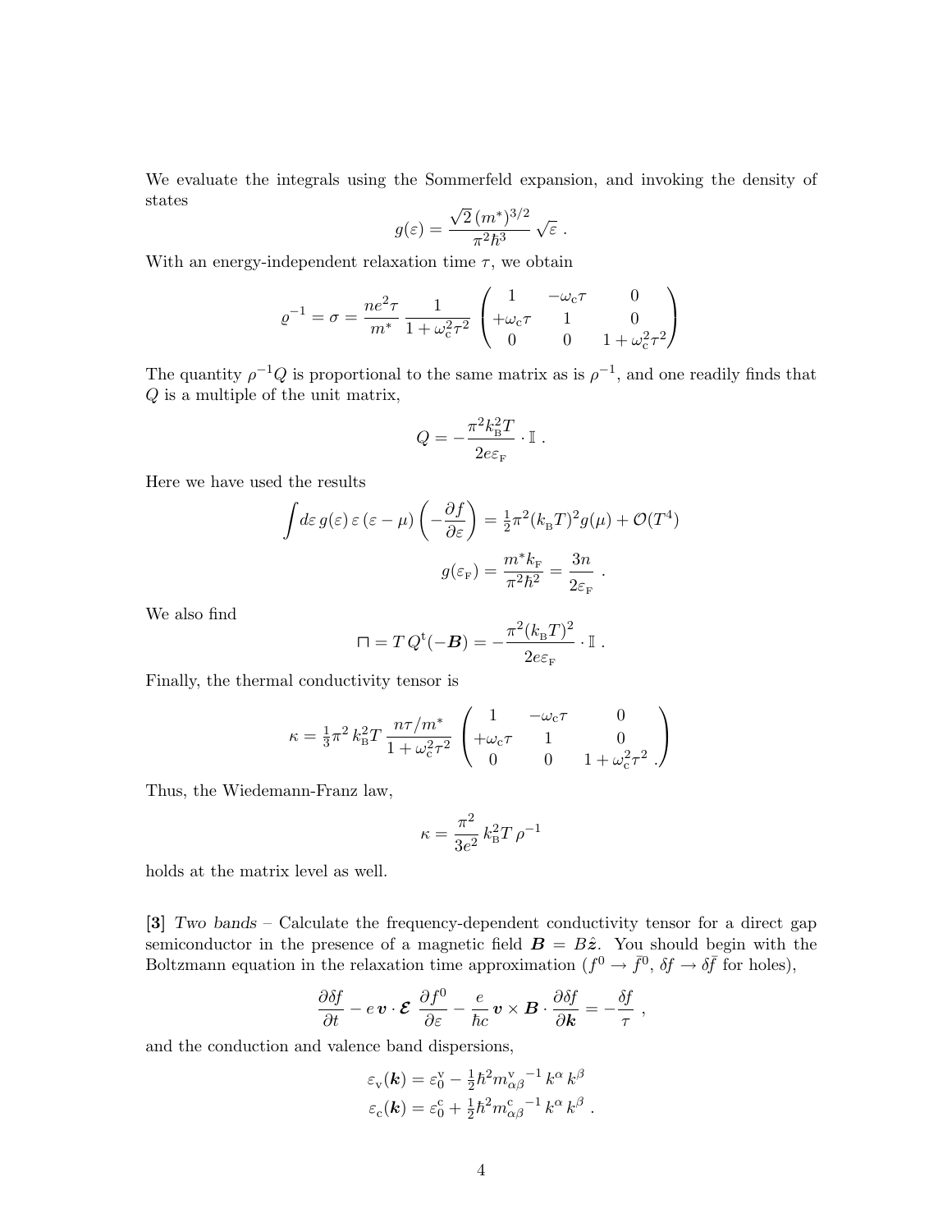We evaluate the integrals using the Sommerfeld expansion, and invoking the density of states

$$g(\varepsilon) = \frac{\sqrt{2}\,(m^*)^{3/2}}{\pi^2\hbar^3}\,\sqrt{\varepsilon}\ .$$

With an energy-independent relaxation time $\tau$, we obtain

$$\varrho^{-1} = \sigma = \frac{ne^2\tau}{m^*}\,\frac{1}{1+\omega_c^2\tau^2}\begin{pmatrix} 1 & -\omega_c\tau & 0 \\ +\omega_c\tau & 1 & 0 \\ 0 & 0 & 1+\omega_c^2\tau^2 \end{pmatrix}$$

The quantity $\rho^{-1}Q$ is proportional to the same matrix as is $\rho^{-1}$, and one readily finds that $Q$ is a multiple of the unit matrix,

$$Q = -\frac{\pi^2 k_B^2 T}{2e\varepsilon_F}\cdot \mathbb{I}\ .$$

Here we have used the results

$$\int\! d\varepsilon\, g(\varepsilon)\,\varepsilon\,(\varepsilon-\mu)\left(-\frac{\partial f}{\partial\varepsilon}\right) = \tfrac{1}{2}\pi^2(k_B T)^2 g(\mu) + \mathcal{O}(T^4)$$

$$g(\varepsilon_F) = \frac{m^* k_F}{\pi^2\hbar^2} = \frac{3n}{2\varepsilon_F}\ .$$

We also find

$$\sqcap = T\,Q^{t}(-\boldsymbol{B}) = -\frac{\pi^2 (k_B T)^2}{2e\varepsilon_F}\cdot\mathbb{I}\ .$$

Finally, the thermal conductivity tensor is

$$\kappa = \tfrac{1}{3}\pi^2\,k_B^2 T\,\frac{n\tau/m^*}{1+\omega_c^2\tau^2}\begin{pmatrix} 1 & -\omega_c\tau & 0 \\ +\omega_c\tau & 1 & 0 \\ 0 & 0 & 1+\omega_c^2\tau^2\ . \end{pmatrix}$$

Thus, the Wiedemann-Franz law,

$$\kappa = \frac{\pi^2}{3e^2}\,k_B^2 T\,\rho^{-1}$$

holds at the matrix level as well.

**[3]** *Two bands* – Calculate the frequency-dependent conductivity tensor for a direct gap semiconductor in the presence of a magnetic field $\boldsymbol{B} = B\hat{\boldsymbol{z}}$. You should begin with the Boltzmann equation in the relaxation time approximation ($f^0 \to \bar{f}^0$, $\delta f \to \delta\bar{f}$ for holes),

$$\frac{\partial\delta f}{\partial t} - e\,\boldsymbol{v}\cdot\boldsymbol{\mathcal{E}}\,\frac{\partial f^0}{\partial\varepsilon} - \frac{e}{\hbar c}\,\boldsymbol{v}\times\boldsymbol{B}\cdot\frac{\partial\delta f}{\partial\boldsymbol{k}} = -\frac{\delta f}{\tau}\ ,$$

and the conduction and valence band dispersions,

$$\varepsilon_v(\boldsymbol{k}) = \varepsilon_0^v - \tfrac{1}{2}\hbar^2 {m^v_{\alpha\beta}}^{-1}\,k^\alpha\,k^\beta$$

$$\varepsilon_c(\boldsymbol{k}) = \varepsilon_0^c + \tfrac{1}{2}\hbar^2 {m^c_{\alpha\beta}}^{-1}\,k^\alpha\,k^\beta\ .$$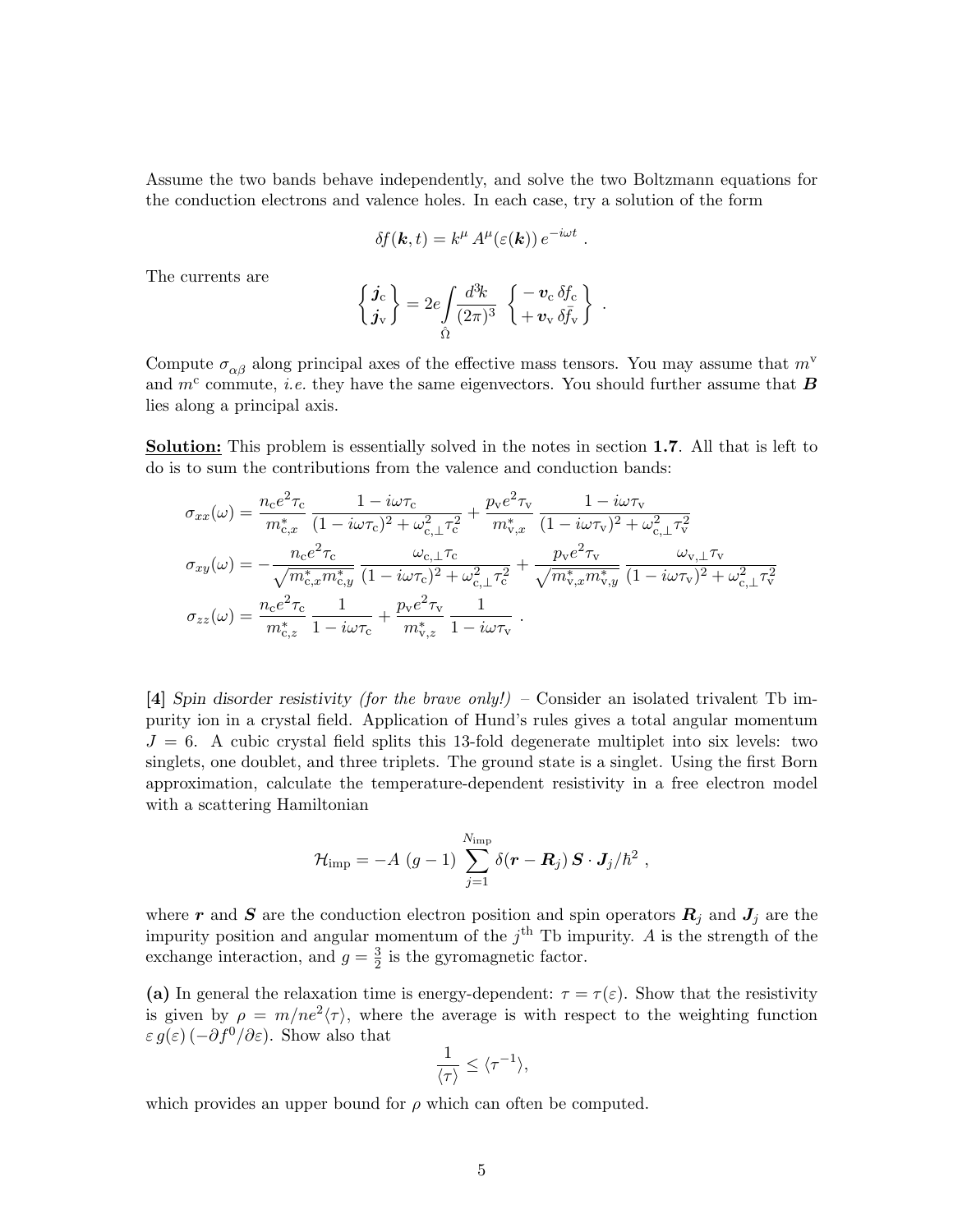Assume the two bands behave independently, and solve the two Boltzmann equations for the conduction electrons and valence holes. In each case, try a solution of the form

$$\delta f(\boldsymbol{k},t) = k^\mu \, A^\mu(\varepsilon(\boldsymbol{k}))\, e^{-i\omega t} \ .$$

The currents are

$$\begin{Bmatrix} \boldsymbol{j}_{\rm c} \\ \boldsymbol{j}_{\rm v} \end{Bmatrix} = 2e \int\limits_{\hat\Omega} \frac{d^3\!k}{(2\pi)^3} \begin{Bmatrix} -\boldsymbol{v}_{\rm c}\, \delta f_{\rm c} \\ +\boldsymbol{v}_{\rm v}\, \delta \bar{f}_{\rm v} \end{Bmatrix} \ .$$

Compute $\sigma_{\alpha\beta}$ along principal axes of the effective mass tensors. You may assume that $m^{\rm v}$ and $m^{\rm c}$ commute, *i.e.* they have the same eigenvectors. You should further assume that $\boldsymbol{B}$ lies along a principal axis.

**Solution:** This problem is essentially solved in the notes in section **1.7**. All that is left to do is to sum the contributions from the valence and conduction bands:

$$\sigma_{xx}(\omega) = \frac{n_{\rm c} e^2 \tau_{\rm c}}{m^*_{{\rm c},x}} \frac{1 - i\omega\tau_{\rm c}}{(1-i\omega\tau_{\rm c})^2 + \omega^2_{{\rm c},\perp}\tau^2_{\rm c}} + \frac{p_{\rm v} e^2 \tau_{\rm v}}{m^*_{{\rm v},x}} \frac{1 - i\omega\tau_{\rm v}}{(1-i\omega\tau_{\rm v})^2 + \omega^2_{{\rm c},\perp}\tau^2_{\rm v}}$$

$$\sigma_{xy}(\omega) = -\frac{n_{\rm c} e^2 \tau_{\rm c}}{\sqrt{m^*_{{\rm c},x} m^*_{{\rm c},y}}} \frac{\omega_{{\rm c},\perp}\tau_{\rm c}}{(1-i\omega\tau_{\rm c})^2 + \omega^2_{{\rm c},\perp}\tau^2_{\rm c}} + \frac{p_{\rm v} e^2 \tau_{\rm v}}{\sqrt{m^*_{{\rm v},x} m^*_{{\rm v},y}}} \frac{\omega_{{\rm v},\perp}\tau_{\rm v}}{(1-i\omega\tau_{\rm v})^2 + \omega^2_{{\rm c},\perp}\tau^2_{\rm v}}$$

$$\sigma_{zz}(\omega) = \frac{n_{\rm c} e^2 \tau_{\rm c}}{m^*_{{\rm c},z}} \frac{1}{1-i\omega\tau_{\rm c}} + \frac{p_{\rm v} e^2 \tau_{\rm v}}{m^*_{{\rm v},z}} \frac{1}{1-i\omega\tau_{\rm v}} \ .$$

**[4]** *Spin disorder resistivity (for the brave only!)* – Consider an isolated trivalent Tb impurity ion in a crystal field. Application of Hund's rules gives a total angular momentum $J = 6$. A cubic crystal field splits this 13-fold degenerate multiplet into six levels: two singlets, one doublet, and three triplets. The ground state is a singlet. Using the first Born approximation, calculate the temperature-dependent resistivity in a free electron model with a scattering Hamiltonian

$$\mathcal{H}_{\rm imp} = -A\;(g-1) \sum_{j=1}^{N_{\rm imp}} \delta(\boldsymbol{r} - \boldsymbol{R}_j)\, \boldsymbol{S}\cdot\boldsymbol{J}_j/\hbar^2 \ ,$$

where $\boldsymbol{r}$ and $\boldsymbol{S}$ are the conduction electron position and spin operators $\boldsymbol{R}_j$ and $\boldsymbol{J}_j$ are the impurity position and angular momentum of the $j^{\rm th}$ Tb impurity. $A$ is the strength of the exchange interaction, and $g = \frac{3}{2}$ is the gyromagnetic factor.

**(a)** In general the relaxation time is energy-dependent: $\tau = \tau(\varepsilon)$. Show that the resistivity is given by $\rho = m/ne^2\langle\tau\rangle$, where the average is with respect to the weighting function $\varepsilon\, g(\varepsilon)\,(-\partial f^0/\partial\varepsilon)$. Show also that

$$\frac{1}{\langle\tau\rangle} \leq \langle\tau^{-1}\rangle,$$

which provides an upper bound for $\rho$ which can often be computed.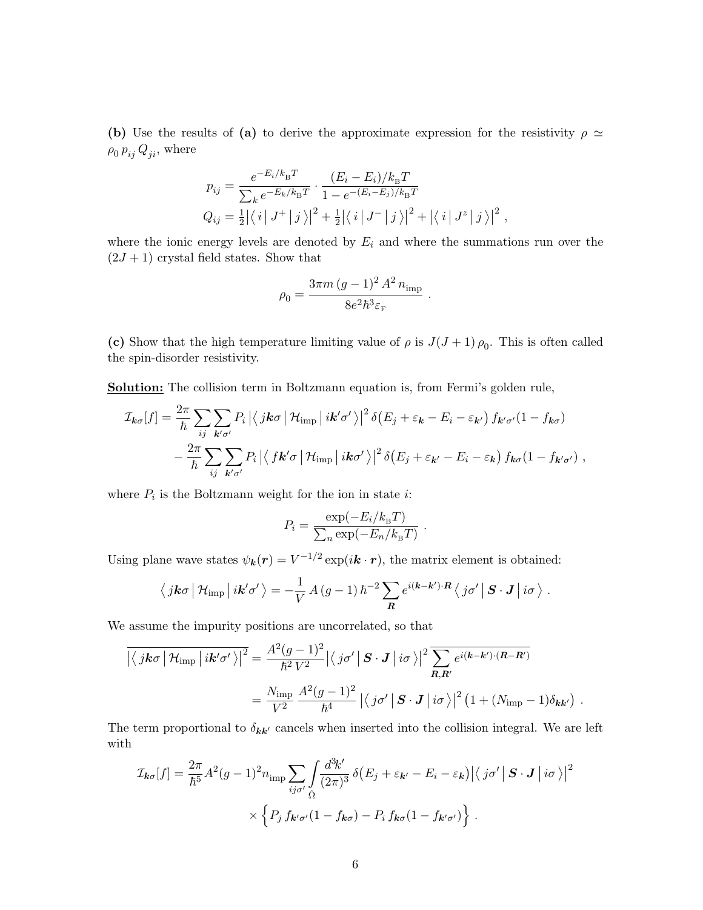**(b)** Use the results of **(a)** to derive the approximate expression for the resistivity $\rho \simeq \rho_0 \, p_{ij} \, Q_{ji}$, where

$$
p_{ij} = \frac{e^{-E_i/k_{\rm B}T}}{\sum_k e^{-E_k/k_{\rm B}T}} \cdot \frac{(E_i - E_i)/k_{\rm B}T}{1 - e^{-(E_i - E_j)/k_{\rm B}T}}
$$

$$
Q_{ij} = \tfrac{1}{2}\big|\langle \, i \, | \, J^+ \, | \, j \, \rangle\big|^2 + \tfrac{1}{2}\big|\langle \, i \, | \, J^- \, | \, j \, \rangle\big|^2 + \big|\langle \, i \, | \, J^z \, | \, j \, \rangle\big|^2 \ ,
$$

where the ionic energy levels are denoted by $E_i$ and where the summations run over the $(2J+1)$ crystal field states. Show that

$$
\rho_0 = \frac{3\pi m \, (g-1)^2 \, A^2 \, n_{\rm imp}}{8e^2 \hbar^3 \varepsilon_{\rm F}} \ .
$$

**(c)** Show that the high temperature limiting value of $\rho$ is $J(J+1)\,\rho_0$. This is often called the spin-disorder resistivity.

**Solution:** The collision term in Boltzmann equation is, from Fermi's golden rule,

$$
\begin{aligned}
\mathcal{I}_{\boldsymbol{k}\sigma}[f] = \frac{2\pi}{\hbar} \sum_{ij} \sum_{\boldsymbol{k}'\sigma'} P_i \, \big|\langle \, j\boldsymbol{k}\sigma \, | \, \mathcal{H}_{\rm imp} \, | \, i\boldsymbol{k}'\sigma' \, \rangle\big|^2 \, \delta\big(E_j + \varepsilon_{\boldsymbol{k}} - E_i - \varepsilon_{\boldsymbol{k}'}\big) \, f_{\boldsymbol{k}'\sigma'}(1 - f_{\boldsymbol{k}\sigma}) \\
- \frac{2\pi}{\hbar} \sum_{ij} \sum_{\boldsymbol{k}'\sigma'} P_i \, \big|\langle \, f\boldsymbol{k}'\sigma \, | \, \mathcal{H}_{\rm imp} \, | \, i\boldsymbol{k}\sigma' \, \rangle\big|^2 \, \delta\big(E_j + \varepsilon_{\boldsymbol{k}'} - E_i - \varepsilon_{\boldsymbol{k}}\big) \, f_{\boldsymbol{k}\sigma}(1 - f_{\boldsymbol{k}'\sigma'}) \ ,
\end{aligned}
$$

where $P_i$ is the Boltzmann weight for the ion in state $i$:

$$
P_i = \frac{\exp(-E_i/k_{\rm B}T)}{\sum_n \exp(-E_n/k_{\rm B}T)} \ .
$$

Using plane wave states $\psi_{\boldsymbol{k}}(\boldsymbol{r}) = V^{-1/2} \exp(i\boldsymbol{k} \cdot \boldsymbol{r})$, the matrix element is obtained:

$$
\langle \, j\boldsymbol{k}\sigma \, | \, \mathcal{H}_{\rm imp} \, | \, i\boldsymbol{k}'\sigma' \, \rangle = -\frac{1}{V} \, A \, (g-1) \, \hbar^{-2} \sum_{\boldsymbol{R}} e^{i(\boldsymbol{k}-\boldsymbol{k}') \cdot \boldsymbol{R}} \, \langle \, j\sigma' \, | \, \boldsymbol{S} \cdot \boldsymbol{J} \, | \, i\sigma \, \rangle \ .
$$

We assume the impurity positions are uncorrelated, so that

$$
\begin{aligned}
\overline{\big|\langle \, j\boldsymbol{k}\sigma \, | \, \mathcal{H}_{\rm imp} \, | \, i\boldsymbol{k}'\sigma' \, \rangle\big|^2} &= \frac{A^2(g-1)^2}{\hbar^2 \, V^2} \big|\langle \, j\sigma' \, | \, \boldsymbol{S} \cdot \boldsymbol{J} \, | \, i\sigma \, \rangle\big|^2 \, \overline{\sum_{\boldsymbol{R},\boldsymbol{R}'} e^{i(\boldsymbol{k}-\boldsymbol{k}') \cdot (\boldsymbol{R}-\boldsymbol{R}')}} \\
&= \frac{N_{\rm imp}}{V^2} \, \frac{A^2(g-1)^2}{\hbar^4} \, \big|\langle \, j\sigma' \, | \, \boldsymbol{S} \cdot \boldsymbol{J} \, | \, i\sigma \, \rangle\big|^2 \big(1 + (N_{\rm imp} - 1)\delta_{\boldsymbol{k}\boldsymbol{k}'}\big) \ .
\end{aligned}
$$

The term proportional to $\delta_{\boldsymbol{k}\boldsymbol{k}'}$ cancels when inserted into the collision integral. We are left with

$$
\begin{aligned}
\mathcal{I}_{\boldsymbol{k}\sigma}[f] = \frac{2\pi}{\hbar^5} A^2(g-1)^2 n_{\rm imp} \sum_{ij\sigma'} \int\limits_{\hat{\Omega}} \frac{d^3k'}{(2\pi)^3} \, \delta\big(E_j + \varepsilon_{\boldsymbol{k}'} - E_i - \varepsilon_{\boldsymbol{k}}\big) \big|\langle \, j\sigma' \, | \, \boldsymbol{S} \cdot \boldsymbol{J} \, | \, i\sigma \, \rangle\big|^2 \\
\times \Big\{ P_j \, f_{\boldsymbol{k}'\sigma'}(1 - f_{\boldsymbol{k}\sigma}) - P_i \, f_{\boldsymbol{k}\sigma}(1 - f_{\boldsymbol{k}'\sigma'}) \Big\} \ .
\end{aligned}
$$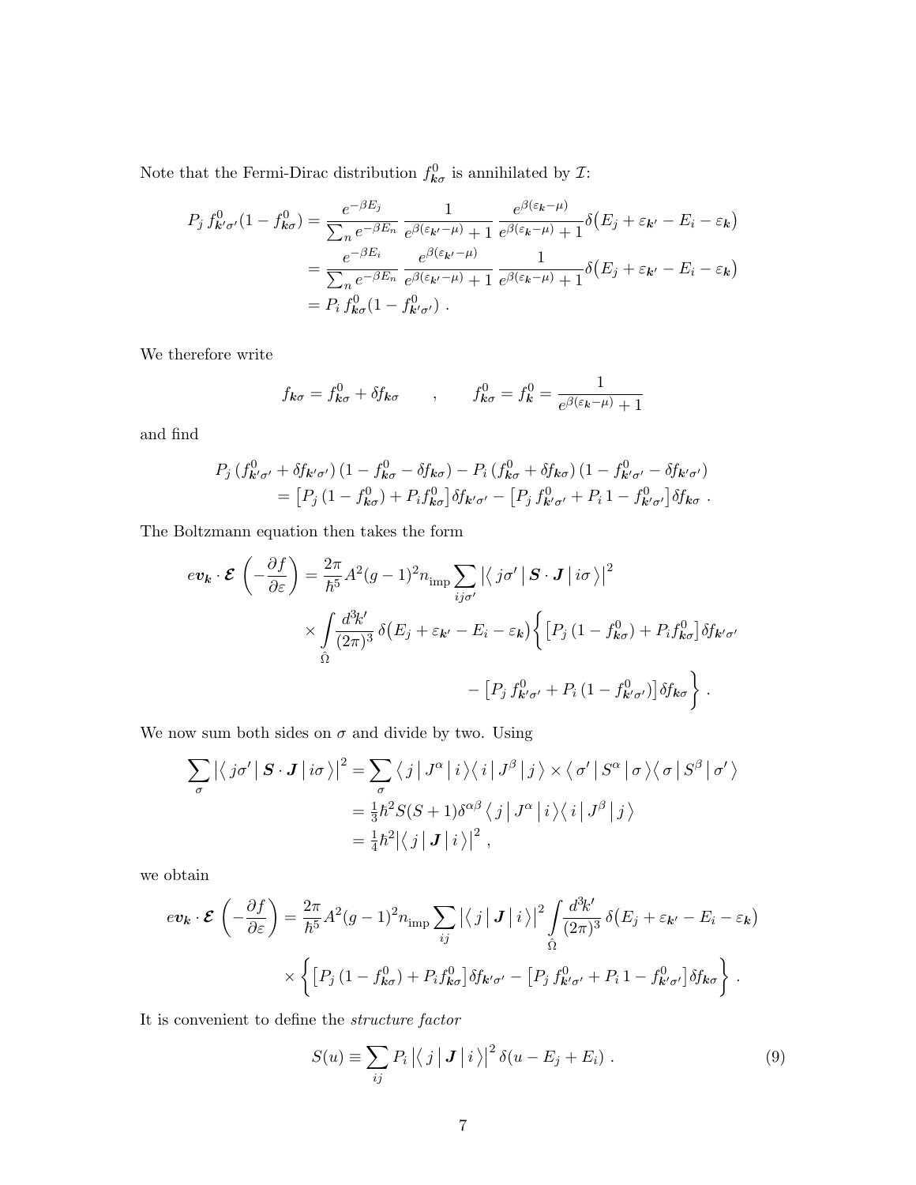Note that the Fermi-Dirac distribution $f^0_{\boldsymbol{k}\sigma}$ is annihilated by $\mathcal{I}$:

$$
\begin{aligned}
P_j\, f^0_{\boldsymbol{k}'\sigma'}(1-f^0_{\boldsymbol{k}\sigma}) &= \frac{e^{-\beta E_j}}{\sum_n e^{-\beta E_n}}\,\frac{1}{e^{\beta(\varepsilon_{\boldsymbol{k}'}-\mu)}+1}\,\frac{e^{\beta(\varepsilon_{\boldsymbol{k}}-\mu)}}{e^{\beta(\varepsilon_{\boldsymbol{k}}-\mu)}+1}\delta\big(E_j+\varepsilon_{\boldsymbol{k}'}-E_i-\varepsilon_{\boldsymbol{k}}\big)\\
&= \frac{e^{-\beta E_i}}{\sum_n e^{-\beta E_n}}\,\frac{e^{\beta(\varepsilon_{\boldsymbol{k}'}-\mu)}}{e^{\beta(\varepsilon_{\boldsymbol{k}'}-\mu)}+1}\,\frac{1}{e^{\beta(\varepsilon_{\boldsymbol{k}}-\mu)}+1}\delta\big(E_j+\varepsilon_{\boldsymbol{k}'}-E_i-\varepsilon_{\boldsymbol{k}}\big)\\
&= P_i\, f^0_{\boldsymbol{k}\sigma}(1-f^0_{\boldsymbol{k}'\sigma'})\ .
\end{aligned}
$$

We therefore write

$$
f_{\boldsymbol{k}\sigma} = f^0_{\boldsymbol{k}\sigma} + \delta f_{\boldsymbol{k}\sigma} \qquad , \qquad f^0_{\boldsymbol{k}\sigma} = f^0_{\boldsymbol{k}} = \frac{1}{e^{\beta(\varepsilon_{\boldsymbol{k}}-\mu)}+1}
$$

and find

$$
\begin{aligned}
&P_j\,(f^0_{\boldsymbol{k}'\sigma'}+\delta f_{\boldsymbol{k}'\sigma'})\,(1-f^0_{\boldsymbol{k}\sigma}-\delta f_{\boldsymbol{k}\sigma}) - P_i\,(f^0_{\boldsymbol{k}\sigma}+\delta f_{\boldsymbol{k}\sigma})\,(1-f^0_{\boldsymbol{k}'\sigma'}-\delta f_{\boldsymbol{k}'\sigma'})\\
&\qquad = \big[P_j\,(1-f^0_{\boldsymbol{k}\sigma}) + P_i f^0_{\boldsymbol{k}\sigma}\big]\delta f_{\boldsymbol{k}'\sigma'} - \big[P_j\, f^0_{\boldsymbol{k}'\sigma'} + P_i\, 1 - f^0_{\boldsymbol{k}'\sigma'}\big]\delta f_{\boldsymbol{k}\sigma}\ .
\end{aligned}
$$

The Boltzmann equation then takes the form

$$
\begin{aligned}
e\boldsymbol{v}_{\boldsymbol{k}}\cdot\boldsymbol{\mathcal{E}}\,\left(-\frac{\partial f}{\partial\varepsilon}\right) &= \frac{2\pi}{\hbar^5}A^2(g-1)^2 n_{\rm imp}\sum_{ij\sigma'}\big|\langle\, j\sigma'\,|\,\boldsymbol{S}\cdot\boldsymbol{J}\,|\,i\sigma\,\rangle\big|^2\\
&\quad\times\int\limits_{\hat\Omega}\frac{d^3\!k'}{(2\pi)^3}\,\delta\big(E_j+\varepsilon_{\boldsymbol{k}'}-E_i-\varepsilon_{\boldsymbol{k}}\big)\bigg\{\big[P_j\,(1-f^0_{\boldsymbol{k}\sigma})+P_i f^0_{\boldsymbol{k}\sigma}\big]\delta f_{\boldsymbol{k}'\sigma'}\\
&\qquad\qquad - \big[P_j\, f^0_{\boldsymbol{k}'\sigma'} + P_i\,(1-f^0_{\boldsymbol{k}'\sigma'})\big]\delta f_{\boldsymbol{k}\sigma}\bigg\}\ .
\end{aligned}
$$

We now sum both sides on $\sigma$ and divide by two. Using

$$
\begin{aligned}
\sum_\sigma\big|\langle\, j\sigma'\,|\,\boldsymbol{S}\cdot\boldsymbol{J}\,|\,i\sigma\,\rangle\big|^2 &= \sum_\sigma\langle\, j\,|\,J^\alpha\,|\,i\,\rangle\langle\, i\,|\,J^\beta\,|\,j\,\rangle\times\langle\,\sigma'\,|\,S^\alpha\,|\,\sigma\,\rangle\langle\,\sigma\,|\,S^\beta\,|\,\sigma'\,\rangle\\
&= \tfrac{1}{3}\hbar^2 S(S+1)\delta^{\alpha\beta}\,\langle\, j\,|\,J^\alpha\,|\,i\,\rangle\langle\, i\,|\,J^\beta\,|\,j\,\rangle\\
&= \tfrac{1}{4}\hbar^2\big|\langle\, j\,|\,\boldsymbol{J}\,|\,i\,\rangle\big|^2\ ,
\end{aligned}
$$

we obtain

$$
\begin{aligned}
e\boldsymbol{v}_{\boldsymbol{k}}\cdot\boldsymbol{\mathcal{E}}\,\left(-\frac{\partial f}{\partial\varepsilon}\right) &= \frac{2\pi}{\hbar^5}A^2(g-1)^2 n_{\rm imp}\sum_{ij}\big|\langle\, j\,|\,\boldsymbol{J}\,|\,i\,\rangle\big|^2\int\limits_{\hat\Omega}\frac{d^3\!k'}{(2\pi)^3}\,\delta\big(E_j+\varepsilon_{\boldsymbol{k}'}-E_i-\varepsilon_{\boldsymbol{k}}\big)\\
&\quad\times\bigg\{\big[P_j\,(1-f^0_{\boldsymbol{k}\sigma})+P_i f^0_{\boldsymbol{k}\sigma}\big]\delta f_{\boldsymbol{k}'\sigma'} - \big[P_j\, f^0_{\boldsymbol{k}'\sigma'} + P_i\, 1 - f^0_{\boldsymbol{k}'\sigma'}\big]\delta f_{\boldsymbol{k}\sigma}\bigg\}\ .
\end{aligned}
$$

It is convenient to define the *structure factor*

$$
S(u) \equiv \sum_{ij} P_i\,\big|\langle\, j\,|\,\boldsymbol{J}\,|\,i\,\rangle\big|^2\,\delta(u-E_j+E_i)\ . \tag{9}
$$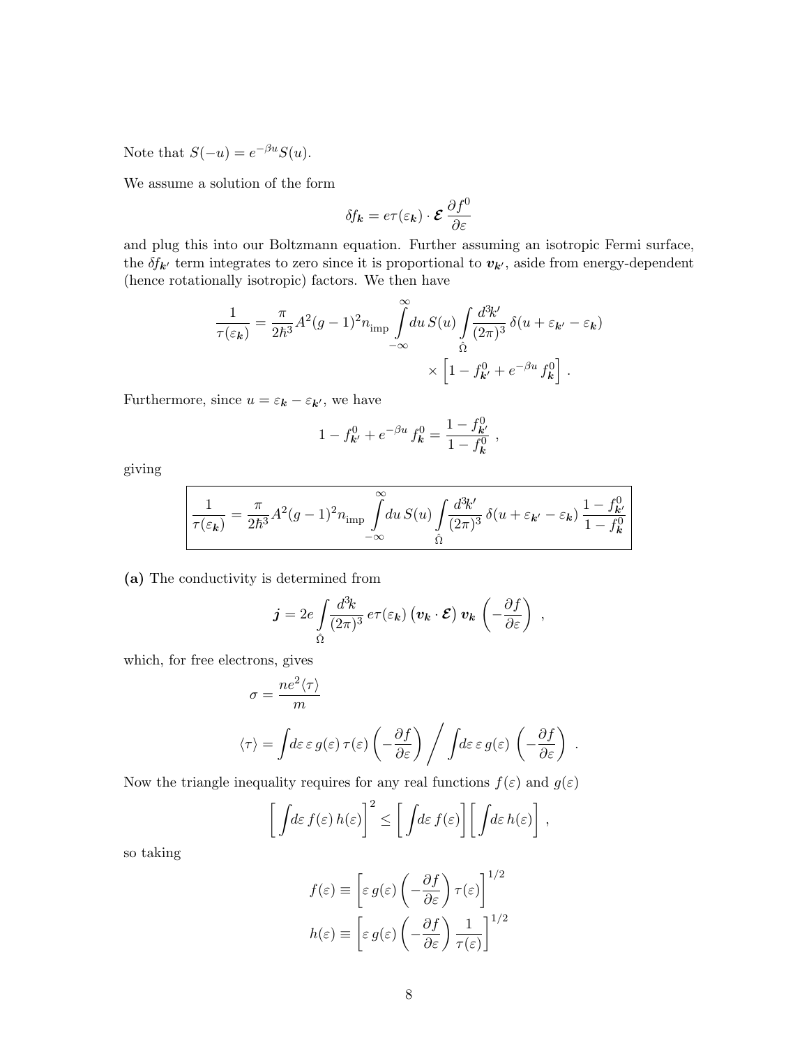Note that $S(-u) = e^{-\beta u} S(u)$.

We assume a solution of the form

$$\delta f_{\boldsymbol{k}} = e\tau(\varepsilon_{\boldsymbol{k}}) \cdot \boldsymbol{\mathcal{E}} \, \frac{\partial f^0}{\partial \varepsilon}$$

and plug this into our Boltzmann equation. Further assuming an isotropic Fermi surface, the $\delta f_{\boldsymbol{k}'}$ term integrates to zero since it is proportional to $\boldsymbol{v}_{\boldsymbol{k}'}$, aside from energy-dependent (hence rotationally isotropic) factors. We then have

$$\frac{1}{\tau(\varepsilon_{\boldsymbol{k}})} = \frac{\pi}{2\hbar^3} A^2 (g-1)^2 n_{\text{imp}} \int\limits_{-\infty}^{\infty} du \, S(u) \int\limits_{\hat{\Omega}} \frac{d^3k'}{(2\pi)^3} \, \delta(u + \varepsilon_{\boldsymbol{k}'} - \varepsilon_{\boldsymbol{k}}) \times \Big[ 1 - f^0_{\boldsymbol{k}'} + e^{-\beta u} \, f^0_{\boldsymbol{k}} \Big] \, .$$

Furthermore, since $u = \varepsilon_{\boldsymbol{k}} - \varepsilon_{\boldsymbol{k}'}$, we have

$$1 - f^0_{\boldsymbol{k}'} + e^{-\beta u} \, f^0_{\boldsymbol{k}} = \frac{1 - f^0_{\boldsymbol{k}'}}{1 - f^0_{\boldsymbol{k}}} \ ,$$

giving

$$\boxed{\frac{1}{\tau(\varepsilon_{\boldsymbol{k}})} = \frac{\pi}{2\hbar^3} A^2 (g-1)^2 n_{\text{imp}} \int\limits_{-\infty}^{\infty} du \, S(u) \int\limits_{\hat{\Omega}} \frac{d^3k'}{(2\pi)^3} \, \delta(u + \varepsilon_{\boldsymbol{k}'} - \varepsilon_{\boldsymbol{k}}) \, \frac{1 - f^0_{\boldsymbol{k}'}}{1 - f^0_{\boldsymbol{k}}}}$$

**(a)** The conductivity is determined from

$$\boldsymbol{j} = 2e \int\limits_{\hat{\Omega}} \frac{d^3k}{(2\pi)^3} \, e\tau(\varepsilon_{\boldsymbol{k}}) \, (\boldsymbol{v}_{\boldsymbol{k}} \cdot \boldsymbol{\mathcal{E}}) \, \boldsymbol{v}_{\boldsymbol{k}} \left( -\frac{\partial f}{\partial \varepsilon} \right) \ ,$$

which, for free electrons, gives

$$\sigma = \frac{ne^2 \langle \tau \rangle}{m}$$

$$\langle \tau \rangle = \int \! d\varepsilon \, \varepsilon \, g(\varepsilon) \, \tau(\varepsilon) \left( -\frac{\partial f}{\partial \varepsilon} \right) \bigg/ \int \! d\varepsilon \, \varepsilon \, g(\varepsilon) \left( -\frac{\partial f}{\partial \varepsilon} \right) \ .$$

Now the triangle inequality requires for any real functions $f(\varepsilon)$ and $g(\varepsilon)$

$$\left[ \int \! d\varepsilon \, f(\varepsilon) \, h(\varepsilon) \right]^2 \leq \left[ \int \! d\varepsilon \, f(\varepsilon) \right] \left[ \int \! d\varepsilon \, h(\varepsilon) \right] \ ,$$

so taking

$$f(\varepsilon) \equiv \left[ \varepsilon \, g(\varepsilon) \left( -\frac{\partial f}{\partial \varepsilon} \right) \tau(\varepsilon) \right]^{1/2}$$

$$h(\varepsilon) \equiv \left[ \varepsilon \, g(\varepsilon) \left( -\frac{\partial f}{\partial \varepsilon} \right) \frac{1}{\tau(\varepsilon)} \right]^{1/2}$$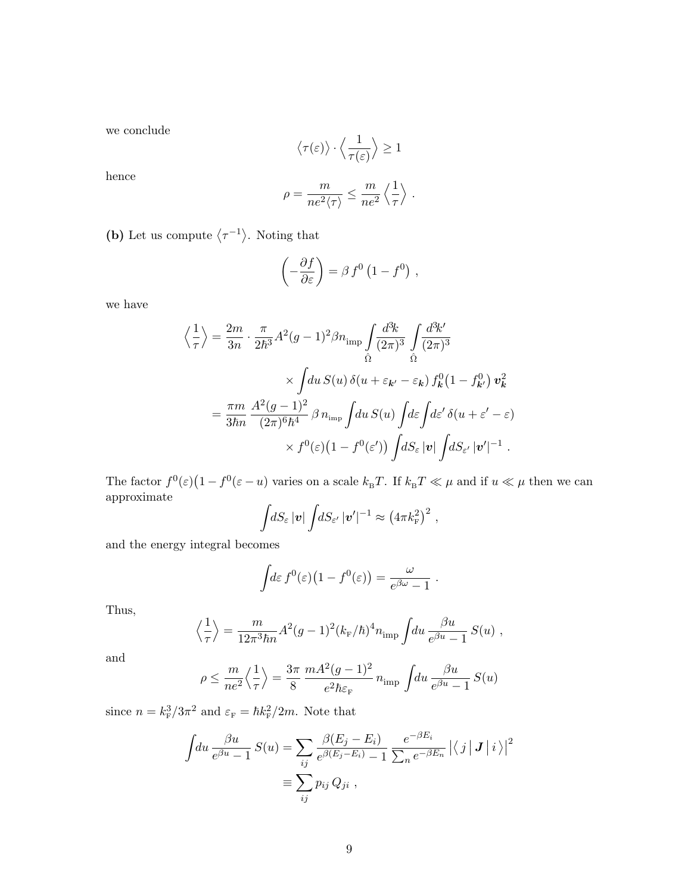we conclude

$$
\big\langle \tau(\varepsilon) \big\rangle \cdot \Big\langle \frac{1}{\tau(\varepsilon)} \Big\rangle \geq 1
$$

hence

$$
\rho = \frac{m}{ne^2 \langle \tau \rangle} \leq \frac{m}{ne^2} \Big\langle \frac{1}{\tau} \Big\rangle \ .
$$

**(b)** Let us compute $\langle \tau^{-1} \rangle$. Noting that

$$
\left( -\frac{\partial f}{\partial \varepsilon} \right) = \beta \, f^0 \left( 1 - f^0 \right) \ ,
$$

we have

$$
\begin{aligned}
\Big\langle \frac{1}{\tau} \Big\rangle &= \frac{2m}{3n} \cdot \frac{\pi}{2\hbar^3} A^2 (g-1)^2 \beta n_{\rm imp} \int\limits_{\hat\Omega} \frac{d^3\!k}{(2\pi)^3} \int\limits_{\hat\Omega} \frac{d^3\!k'}{(2\pi)^3} \\
&\qquad\qquad \times \int \! du \, S(u) \, \delta(u + \varepsilon_{\boldsymbol{k}'} - \varepsilon_{\boldsymbol{k}}) \, f^0_{\boldsymbol{k}} \big(1 - f^0_{\boldsymbol{k}'}\big) \, \boldsymbol{v}^2_{\boldsymbol{k}} \\
&= \frac{\pi m}{3\hbar n} \, \frac{A^2 (g-1)^2}{(2\pi)^6 \hbar^4} \, \beta \, n_{\rm imp} \int \! du \, S(u) \int \! d\varepsilon \! \int \! d\varepsilon' \, \delta(u + \varepsilon' - \varepsilon) \\
&\qquad\qquad \times f^0(\varepsilon) \big( 1 - f^0(\varepsilon') \big) \int \! dS_\varepsilon \, |\boldsymbol{v}| \int \! dS_{\varepsilon'} \, |\boldsymbol{v}'|^{-1} \ .
\end{aligned}
$$

The factor $f^0(\varepsilon)\big(1 - f^0(\varepsilon - u\big)$ varies on a scale $k_{\rm B}T$. If $k_{\rm B}T \ll \mu$ and if $u \ll \mu$ then we can approximate

$$
\int \! dS_\varepsilon \, |\boldsymbol{v}| \int \! dS_{\varepsilon'} \, |\boldsymbol{v}'|^{-1} \approx \big( 4\pi k_{\rm F}^2 \big)^2 \ ,
$$

and the energy integral becomes

$$
\int \! d\varepsilon \, f^0(\varepsilon) \big( 1 - f^0(\varepsilon) \big) = \frac{\omega}{e^{\beta\omega} - 1} \ .
$$

Thus,

$$
\Big\langle \frac{1}{\tau} \Big\rangle = \frac{m}{12\pi^3 \hbar n} A^2 (g-1)^2 (k_{\rm F}/\hbar)^4 n_{\rm imp} \int \! du \, \frac{\beta u}{e^{\beta u} - 1} \, S(u) \ ,
$$

and

$$
\rho \leq \frac{m}{ne^2} \Big\langle \frac{1}{\tau} \Big\rangle = \frac{3\pi}{8} \, \frac{m A^2 (g-1)^2}{e^2 \hbar \varepsilon_{\rm F}} \, n_{\rm imp} \int \! du \, \frac{\beta u}{e^{\beta u} - 1} \, S(u)
$$

since $n = k_{\rm F}^3 / 3\pi^2$ and $\varepsilon_{\rm F} = \hbar k_{\rm F}^2 / 2m$. Note that

$$
\begin{aligned}
\int \! du \, \frac{\beta u}{e^{\beta u} - 1} \, S(u) &= \sum_{ij} \frac{\beta (E_j - E_i)}{e^{\beta (E_j - E_i)} - 1} \, \frac{e^{-\beta E_i}}{\sum_n e^{-\beta E_n}} \, \big| \big\langle \, j \, \big| \, \boldsymbol{J} \, \big| \, i \, \big\rangle \big|^2 \\
&\equiv \sum_{ij} p_{ij} \, Q_{ji} \ ,
\end{aligned}
$$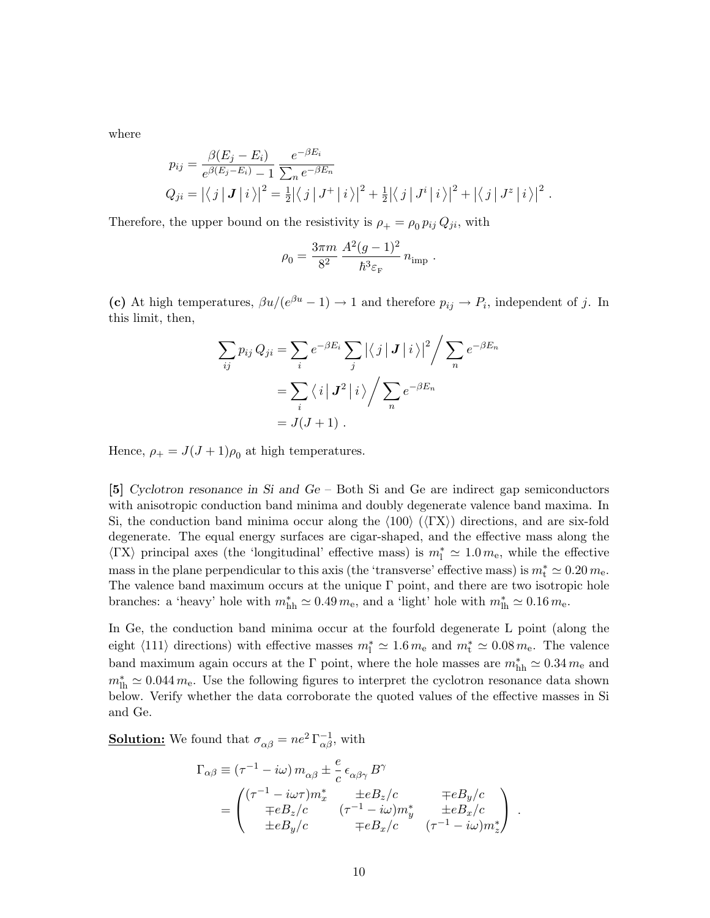where

$$
\begin{aligned}
p_{ij} &= \frac{\beta(E_j - E_i)}{e^{\beta(E_j - E_i)} - 1} \, \frac{e^{-\beta E_i}}{\sum_n e^{-\beta E_n}} \\
Q_{ji} &= \big|\langle\, j \,|\, \boldsymbol{J} \,|\, i \,\rangle\big|^2 = \tfrac{1}{2}\big|\langle\, j \,|\, J^+ \,|\, i \,\rangle\big|^2 + \tfrac{1}{2}\big|\langle\, j \,|\, J^i \,|\, i \,\rangle\big|^2 + \big|\langle\, j \,|\, J^z \,|\, i \,\rangle\big|^2 \ .
\end{aligned}
$$

Therefore, the upper bound on the resistivity is $\rho_+ = \rho_0 \, p_{ij} \, Q_{ji}$, with

$$
\rho_0 = \frac{3\pi m}{8^2} \, \frac{A^2 (g-1)^2}{\hbar^3 \varepsilon_{\rm F}} \, n_{\rm imp} \ .
$$

**(c)** At high temperatures, $\beta u/(e^{\beta u} - 1) \to 1$ and therefore $p_{ij} \to P_i$, independent of $j$. In this limit, then,

$$
\begin{aligned}
\sum_{ij} p_{ij} \, Q_{ji} &= \sum_i e^{-\beta E_i} \sum_j \big|\langle\, j \,|\, \boldsymbol{J} \,|\, i \,\rangle\big|^2 \Big/ \sum_n e^{-\beta E_n} \\
&= \sum_i \langle\, i \,|\, \boldsymbol{J}^2 \,|\, i \,\rangle \Big/ \sum_n e^{-\beta E_n} \\
&= J(J+1) \ .
\end{aligned}
$$

Hence, $\rho_+ = J(J+1)\rho_0$ at high temperatures.

[5] *Cyclotron resonance in Si and Ge* – Both Si and Ge are indirect gap semiconductors with anisotropic conduction band minima and doubly degenerate valence band maxima. In Si, the conduction band minima occur along the $\langle 100 \rangle$ ($\langle \Gamma \mathrm{X} \rangle$) directions, and are six-fold degenerate. The equal energy surfaces are cigar-shaped, and the effective mass along the $\langle \Gamma \mathrm{X} \rangle$ principal axes (the 'longitudinal' effective mass) is $m^*_{\rm l} \simeq 1.0\, m_{\rm e}$, while the effective mass in the plane perpendicular to this axis (the 'transverse' effective mass) is $m^*_{\rm t} \simeq 0.20\, m_{\rm e}$. The valence band maximum occurs at the unique $\Gamma$ point, and there are two isotropic hole branches: a 'heavy' hole with $m^*_{\rm hh} \simeq 0.49\, m_{\rm e}$, and a 'light' hole with $m^*_{\rm lh} \simeq 0.16\, m_{\rm e}$.

In Ge, the conduction band minima occur at the fourfold degenerate L point (along the eight $\langle 111 \rangle$ directions) with effective masses $m^*_{\rm l} \simeq 1.6\, m_{\rm e}$ and $m^*_{\rm t} \simeq 0.08\, m_{\rm e}$. The valence band maximum again occurs at the $\Gamma$ point, where the hole masses are $m^*_{\rm hh} \simeq 0.34\, m_{\rm e}$ and $m^*_{\rm lh} \simeq 0.044\, m_{\rm e}$. Use the following figures to interpret the cyclotron resonance data shown below. Verify whether the data corroborate the quoted values of the effective masses in Si and Ge.

**Solution:** We found that $\sigma_{\alpha\beta} = ne^2 \, \Gamma^{-1}_{\alpha\beta}$, with

$$
\begin{aligned}
\Gamma_{\alpha\beta} &\equiv (\tau^{-1} - i\omega)\, m_{\alpha\beta} \pm \frac{e}{c} \, \epsilon_{\alpha\beta\gamma} \, B^\gamma \\
&= \begin{pmatrix} (\tau^{-1} - i\omega\tau) m^*_x & \pm e B_z/c & \mp e B_y/c \\ \mp e B_z/c & (\tau^{-1} - i\omega) m^*_y & \pm e B_x/c \\ \pm e B_y/c & \mp e B_x/c & (\tau^{-1} - i\omega) m^*_z \end{pmatrix} \ .
\end{aligned}
$$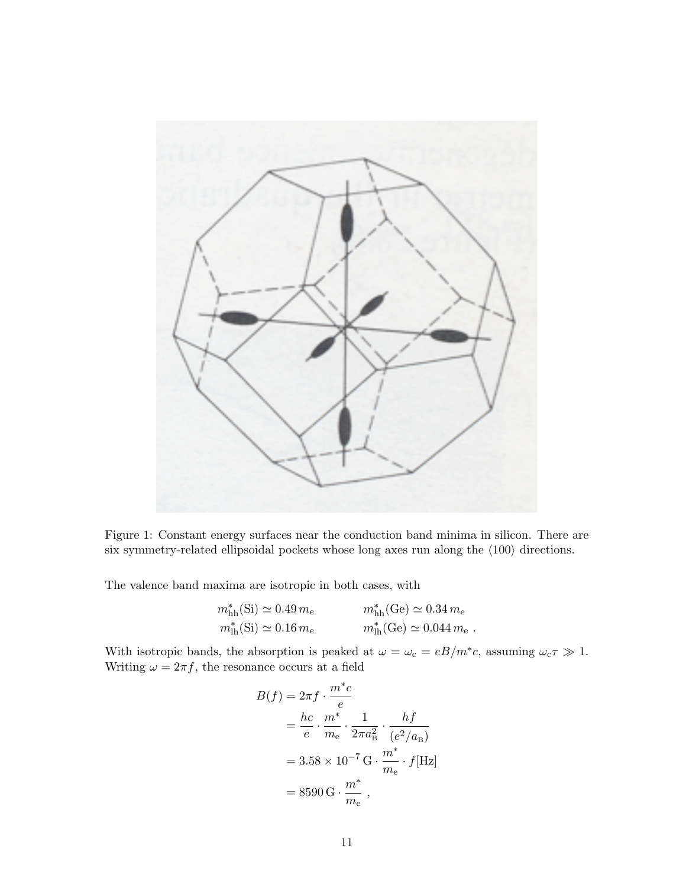Figure 1: Constant energy surfaces near the conduction band minima in silicon. There are six symmetry-related ellipsoidal pockets whose long axes run along the $\langle 100 \rangle$ directions.

The valence band maxima are isotropic in both cases, with

$$m^*_{\rm hh}({\rm Si}) \simeq 0.49\, m_{\rm e} \qquad\qquad m^*_{\rm hh}({\rm Ge}) \simeq 0.34\, m_{\rm e}$$
$$m^*_{\rm lh}({\rm Si}) \simeq 0.16\, m_{\rm e} \qquad\qquad m^*_{\rm lh}({\rm Ge}) \simeq 0.044\, m_{\rm e}\ .$$

With isotropic bands, the absorption is peaked at $\omega = \omega_{\rm c} = eB/m^*c$, assuming $\omega_{\rm c}\tau \gg 1$. Writing $\omega = 2\pi f$, the resonance occurs at a field

$$\begin{aligned}
B(f) &= 2\pi f \cdot \frac{m^* c}{e} \\
&= \frac{hc}{e} \cdot \frac{m^*}{m_{\rm e}} \cdot \frac{1}{2\pi a_{\rm B}^2} \cdot \frac{hf}{(e^2/a_{\rm B})} \\
&= 3.58 \times 10^{-7}\,{\rm G} \cdot \frac{m^*}{m_{\rm e}} \cdot f[{\rm Hz}] \\
&= 8590\,{\rm G} \cdot \frac{m^*}{m_{\rm e}}\ ,
\end{aligned}$$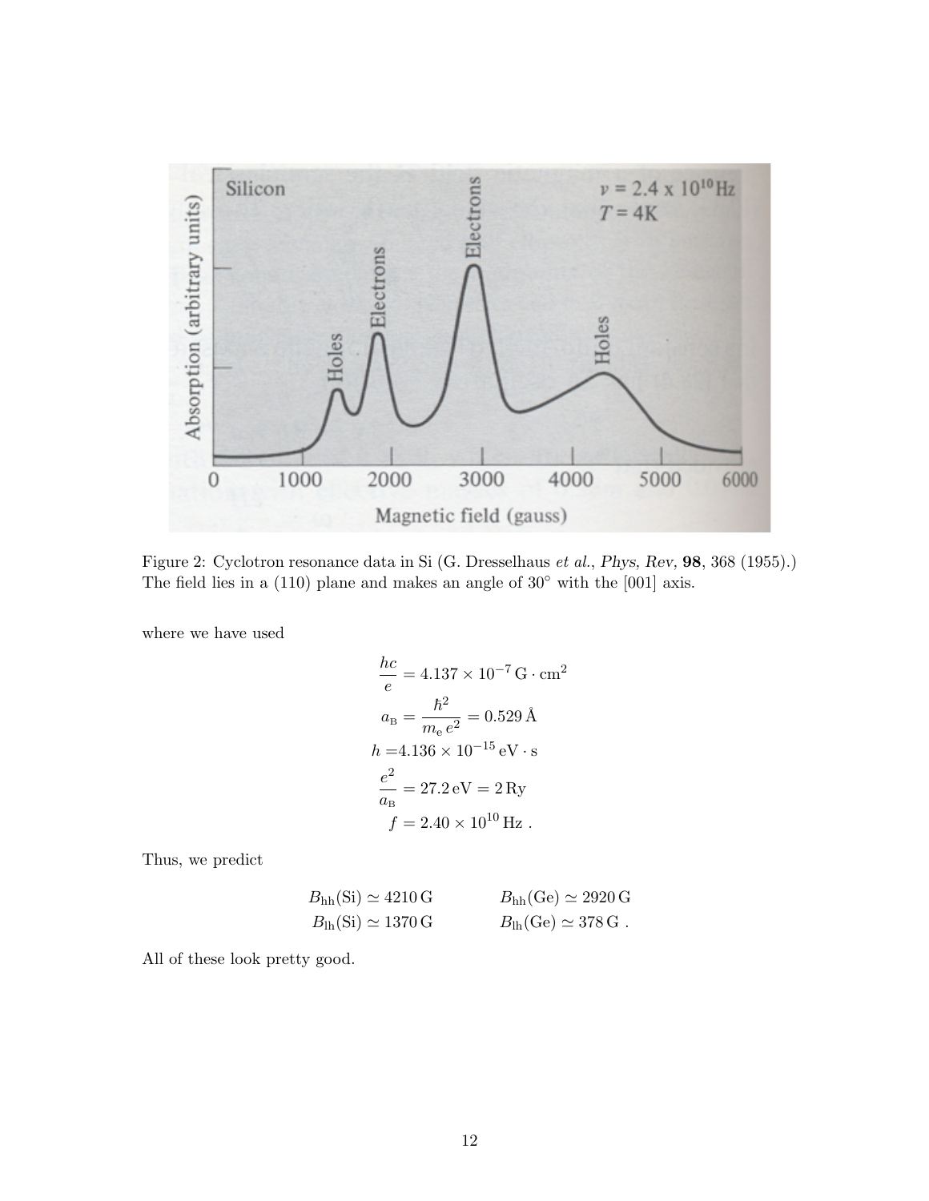Figure 2: Cyclotron resonance data in Si (G. Dresselhaus *et al.*, *Phys, Rev*, **98**, 368 (1955).) The field lies in a (110) plane and makes an angle of 30° with the [001] axis.

where we have used

$$
\begin{aligned}
\frac{hc}{e} &= 4.137 \times 10^{-7}\,\mathrm{G}\cdot\mathrm{cm}^2 \\
a_{\mathrm{B}} &= \frac{\hbar^2}{m_{\mathrm{e}}\, e^2} = 0.529\,\text{Å} \\
h &= 4.136 \times 10^{-15}\,\mathrm{eV}\cdot\mathrm{s} \\
\frac{e^2}{a_{\mathrm{B}}} &= 27.2\,\mathrm{eV} = 2\,\mathrm{Ry} \\
f &= 2.40 \times 10^{10}\,\mathrm{Hz}\ .
\end{aligned}
$$

Thus, we predict

$$
\begin{aligned}
B_{\mathrm{hh}}(\mathrm{Si}) &\simeq 4210\,\mathrm{G} \qquad\qquad & B_{\mathrm{hh}}(\mathrm{Ge}) &\simeq 2920\,\mathrm{G} \\
B_{\mathrm{lh}}(\mathrm{Si}) &\simeq 1370\,\mathrm{G} \qquad\qquad & B_{\mathrm{lh}}(\mathrm{Ge}) &\simeq 378\,\mathrm{G}\ .
\end{aligned}
$$

All of these look pretty good.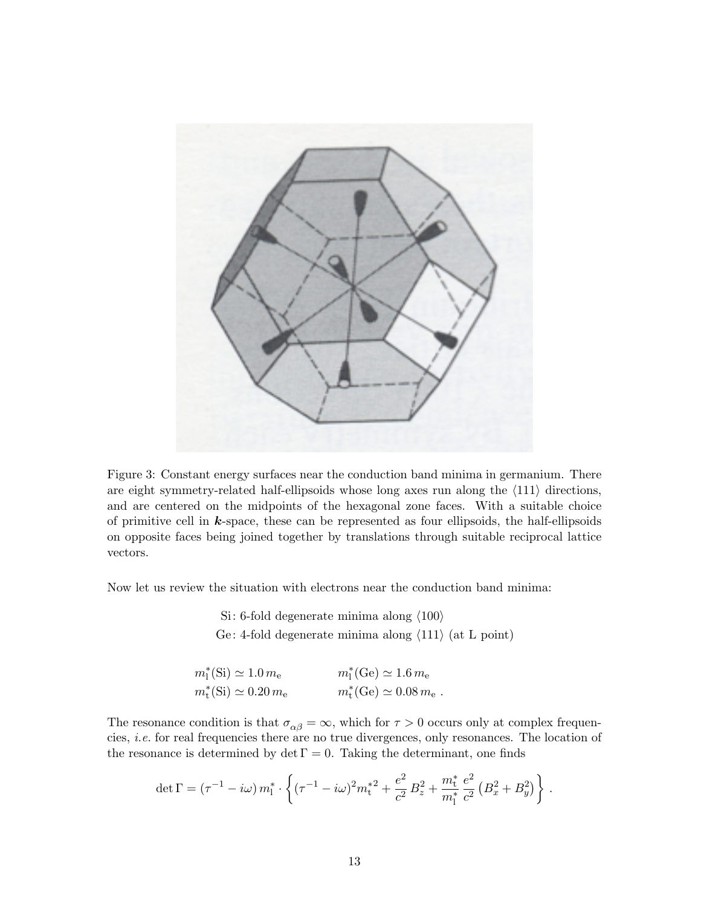Figure 3: Constant energy surfaces near the conduction band minima in germanium. There are eight symmetry-related half-ellipsoids whose long axes run along the $\langle 111 \rangle$ directions, and are centered on the midpoints of the hexagonal zone faces. With a suitable choice of primitive cell in $\boldsymbol{k}$-space, these can be represented as four ellipsoids, the half-ellipsoids on opposite faces being joined together by translations through suitable reciprocal lattice vectors.

Now let us review the situation with electrons near the conduction band minima:

$$\text{Si: 6-fold degenerate minima along } \langle 100 \rangle$$

$$\text{Ge: 4-fold degenerate minima along } \langle 111 \rangle \text{ (at L point)}$$

$$m_{\rm l}^*(\text{Si}) \simeq 1.0\, m_{\rm e} \qquad\qquad m_{\rm l}^*(\text{Ge}) \simeq 1.6\, m_{\rm e}$$

$$m_{\rm t}^*(\text{Si}) \simeq 0.20\, m_{\rm e} \qquad\qquad m_{\rm t}^*(\text{Ge}) \simeq 0.08\, m_{\rm e}\ .$$

The resonance condition is that $\sigma_{\alpha\beta} = \infty$, which for $\tau > 0$ occurs only at complex frequencies, *i.e.* for real frequencies there are no true divergences, only resonances. The location of the resonance is determined by $\det \Gamma = 0$. Taking the determinant, one finds

$$\det \Gamma = (\tau^{-1} - i\omega)\, m_{\rm l}^* \cdot \left\{ (\tau^{-1} - i\omega)^2 m_{\rm t}^{*2} + \frac{e^2}{c^2}\, B_z^2 + \frac{m_{\rm t}^*}{m_{\rm l}^*}\, \frac{e^2}{c^2} \left( B_x^2 + B_y^2 \right) \right\} \,.$$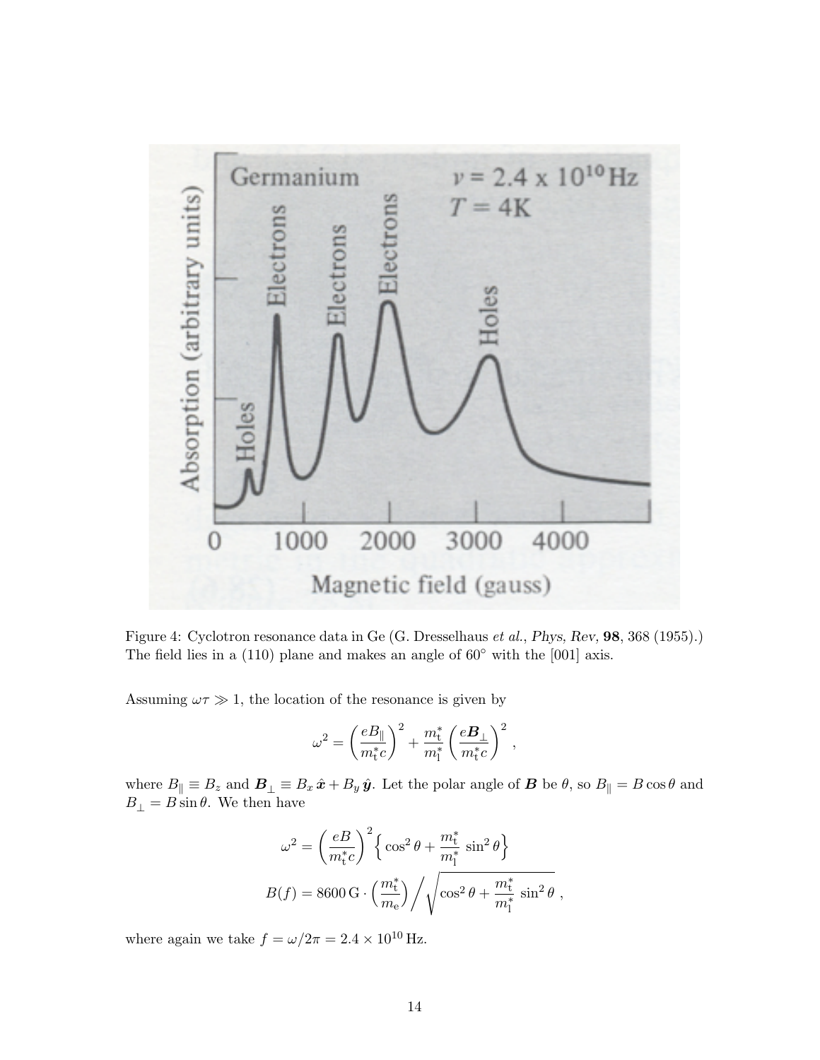Figure 4: Cyclotron resonance data in Ge (G. Dresselhaus *et al.*, *Phys, Rev*, **98**, 368 (1955).) The field lies in a (110) plane and makes an angle of 60° with the [001] axis.

Assuming $\omega\tau \gg 1$, the location of the resonance is given by

$$\omega^2 = \left(\frac{eB_\parallel}{m_t^* c}\right)^2 + \frac{m_t^*}{m_l^*}\left(\frac{e\boldsymbol{B}_\perp}{m_t^* c}\right)^2 ,$$

where $B_\parallel \equiv B_z$ and $\boldsymbol{B}_\perp \equiv B_x\,\hat{\boldsymbol{x}} + B_y\,\hat{\boldsymbol{y}}$. Let the polar angle of $\boldsymbol{B}$ be $\theta$, so $B_\parallel = B\cos\theta$ and $B_\perp = B\sin\theta$. We then have

$$\omega^2 = \left(\frac{eB}{m_t^* c}\right)^2 \left\{ \cos^2\theta + \frac{m_t^*}{m_l^*}\sin^2\theta \right\}$$

$$B(f) = 8600\,\mathrm{G}\cdot\left(\frac{m_t^*}{m_e}\right) \bigg/ \sqrt{\cos^2\theta + \frac{m_t^*}{m_l^*}\sin^2\theta} ,$$

where again we take $f = \omega/2\pi = 2.4 \times 10^{10}\,\mathrm{Hz}$.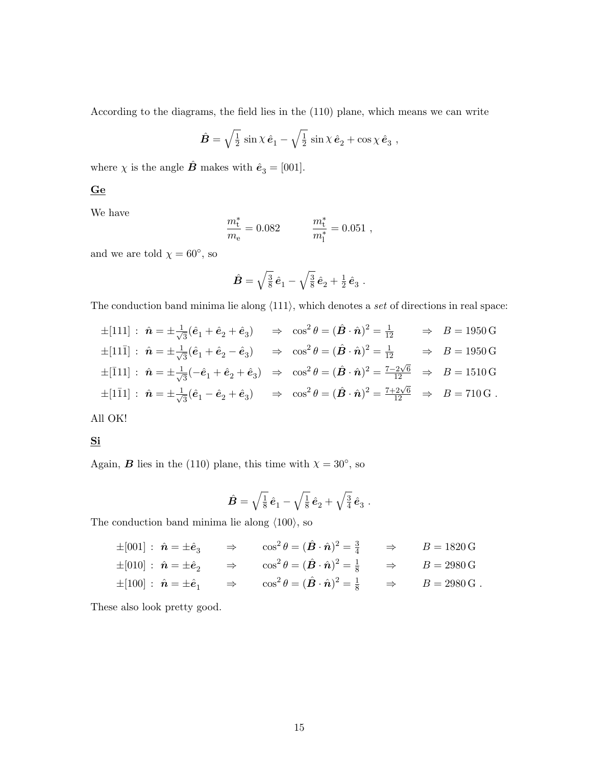According to the diagrams, the field lies in the (110) plane, which means we can write

$$\hat{\boldsymbol{B}} = \sqrt{\tfrac{1}{2}}\,\sin\chi\,\hat{\boldsymbol{e}}_1 - \sqrt{\tfrac{1}{2}}\,\sin\chi\,\hat{\boldsymbol{e}}_2 + \cos\chi\,\hat{\boldsymbol{e}}_3 \ ,$$

where $\chi$ is the angle $\hat{\boldsymbol{B}}$ makes with $\hat{\boldsymbol{e}}_3 = [001]$.

**Ge**

We have

$$\frac{m_{\rm t}^*}{m_{\rm e}} = 0.082 \qquad\qquad \frac{m_{\rm t}^*}{m_{\rm l}^*} = 0.051 \ ,$$

and we are told $\chi = 60^\circ$, so

$$\hat{\boldsymbol{B}} = \sqrt{\tfrac{3}{8}}\,\hat{\boldsymbol{e}}_1 - \sqrt{\tfrac{3}{8}}\,\hat{\boldsymbol{e}}_2 + \tfrac{1}{2}\,\hat{\boldsymbol{e}}_3 \ .$$

The conduction band minima lie along $\langle 111\rangle$, which denotes a *set* of directions in real space:

$$\begin{aligned}
\pm[111]\ :\ \hat{\boldsymbol{n}} &= \pm\tfrac{1}{\sqrt{3}}(\hat{\boldsymbol{e}}_1 + \hat{\boldsymbol{e}}_2 + \hat{\boldsymbol{e}}_3) &&\Rightarrow\ \cos^2\theta = (\hat{\boldsymbol{B}}\cdot\hat{\boldsymbol{n}})^2 = \tfrac{1}{12} &&\Rightarrow\ B = 1950\,\mathrm{G}\\
\pm[11\bar{1}]\ :\ \hat{\boldsymbol{n}} &= \pm\tfrac{1}{\sqrt{3}}(\hat{\boldsymbol{e}}_1 + \hat{\boldsymbol{e}}_2 - \hat{\boldsymbol{e}}_3) &&\Rightarrow\ \cos^2\theta = (\hat{\boldsymbol{B}}\cdot\hat{\boldsymbol{n}})^2 = \tfrac{1}{12} &&\Rightarrow\ B = 1950\,\mathrm{G}\\
\pm[\bar{1}11]\ :\ \hat{\boldsymbol{n}} &= \pm\tfrac{1}{\sqrt{3}}(-\hat{\boldsymbol{e}}_1 + \hat{\boldsymbol{e}}_2 + \hat{\boldsymbol{e}}_3) &&\Rightarrow\ \cos^2\theta = (\hat{\boldsymbol{B}}\cdot\hat{\boldsymbol{n}})^2 = \tfrac{7-2\sqrt{6}}{12} &&\Rightarrow\ B = 1510\,\mathrm{G}\\
\pm[1\bar{1}1]\ :\ \hat{\boldsymbol{n}} &= \pm\tfrac{1}{\sqrt{3}}(\hat{\boldsymbol{e}}_1 - \hat{\boldsymbol{e}}_2 + \hat{\boldsymbol{e}}_3) &&\Rightarrow\ \cos^2\theta = (\hat{\boldsymbol{B}}\cdot\hat{\boldsymbol{n}})^2 = \tfrac{7+2\sqrt{6}}{12} &&\Rightarrow\ B = 710\,\mathrm{G}\ .
\end{aligned}$$

All OK!

**Si**

Again, $\boldsymbol{B}$ lies in the (110) plane, this time with $\chi = 30^\circ$, so

$$\hat{\boldsymbol{B}} = \sqrt{\tfrac{1}{8}}\,\hat{\boldsymbol{e}}_1 - \sqrt{\tfrac{1}{8}}\,\hat{\boldsymbol{e}}_2 + \sqrt{\tfrac{3}{4}}\,\hat{\boldsymbol{e}}_3 \ .$$

The conduction band minima lie along $\langle 100\rangle$, so

$$\begin{aligned}
\pm[001]\ :\ \hat{\boldsymbol{n}} &= \pm\hat{\boldsymbol{e}}_3 &&\Rightarrow\ \cos^2\theta = (\hat{\boldsymbol{B}}\cdot\hat{\boldsymbol{n}})^2 = \tfrac{3}{4} &&\Rightarrow\ B = 1820\,\mathrm{G}\\
\pm[010]\ :\ \hat{\boldsymbol{n}} &= \pm\hat{\boldsymbol{e}}_2 &&\Rightarrow\ \cos^2\theta = (\hat{\boldsymbol{B}}\cdot\hat{\boldsymbol{n}})^2 = \tfrac{1}{8} &&\Rightarrow\ B = 2980\,\mathrm{G}\\
\pm[100]\ :\ \hat{\boldsymbol{n}} &= \pm\hat{\boldsymbol{e}}_1 &&\Rightarrow\ \cos^2\theta = (\hat{\boldsymbol{B}}\cdot\hat{\boldsymbol{n}})^2 = \tfrac{1}{8} &&\Rightarrow\ B = 2980\,\mathrm{G}\ .
\end{aligned}$$

These also look pretty good.